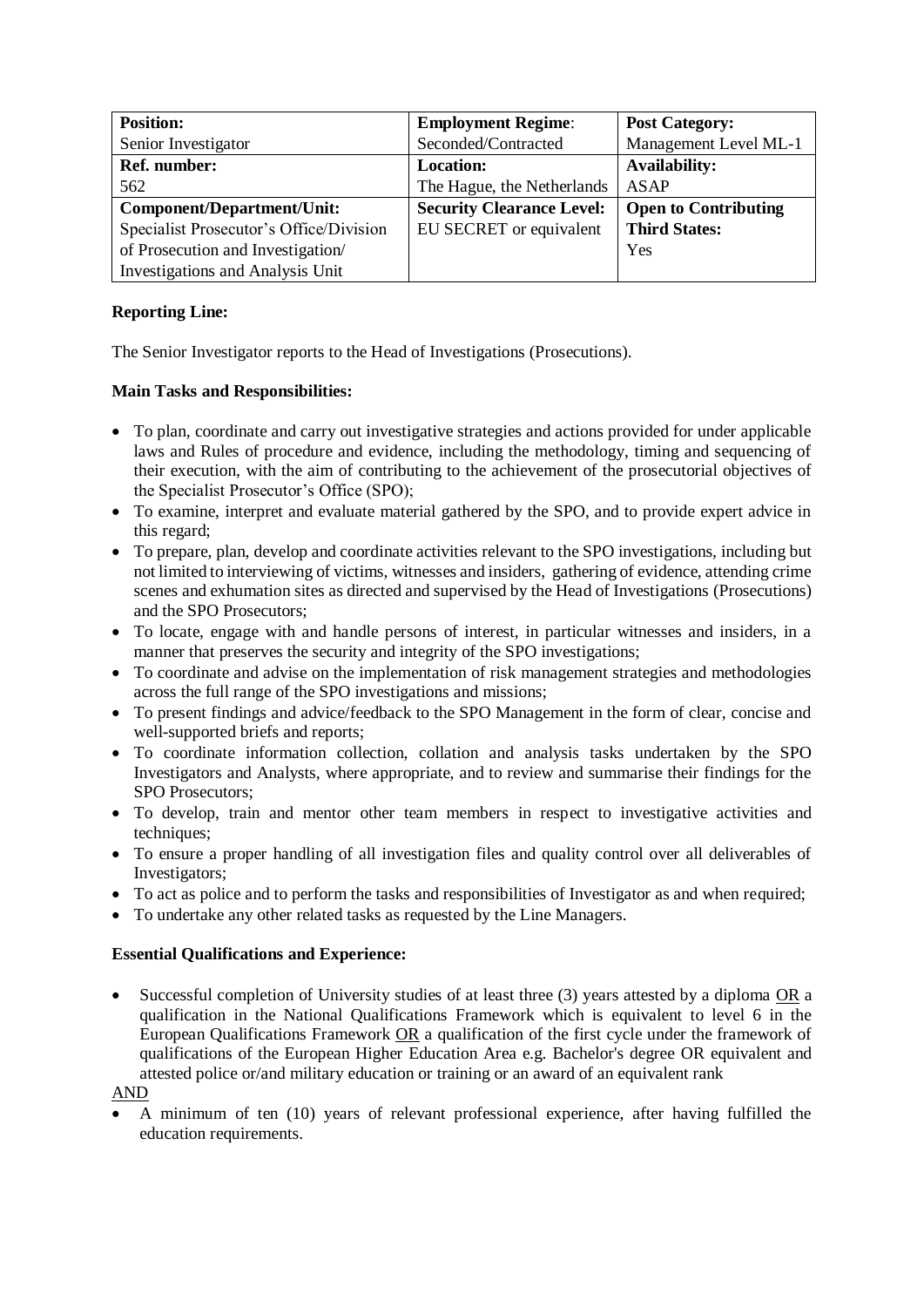| **Position:** Senior Investigator | **Employment Regime**: Seconded/Contracted | **Post Category:** Management Level ML-1 |
| --- | --- | --- |
| **Ref. number:** 562 | **Location:** The Hague, the Netherlands | **Availability:** ASAP |
| **Component/Department/Unit:** Specialist Prosecutor's Office/Division of Prosecution and Investigation/ Investigations and Analysis Unit | **Security Clearance Level:** EU SECRET or equivalent | **Open to Contributing Third States:** Yes |

**Reporting Line:**

The Senior Investigator reports to the Head of Investigations (Prosecutions).

**Main Tasks and Responsibilities:**

- To plan, coordinate and carry out investigative strategies and actions provided for under applicable laws and Rules of procedure and evidence, including the methodology, timing and sequencing of their execution, with the aim of contributing to the achievement of the prosecutorial objectives of the Specialist Prosecutor's Office (SPO);
- To examine, interpret and evaluate material gathered by the SPO, and to provide expert advice in this regard;
- To prepare, plan, develop and coordinate activities relevant to the SPO investigations, including but not limited to interviewing of victims, witnesses and insiders, gathering of evidence, attending crime scenes and exhumation sites as directed and supervised by the Head of Investigations (Prosecutions) and the SPO Prosecutors;
- To locate, engage with and handle persons of interest, in particular witnesses and insiders, in a manner that preserves the security and integrity of the SPO investigations;
- To coordinate and advise on the implementation of risk management strategies and methodologies across the full range of the SPO investigations and missions;
- To present findings and advice/feedback to the SPO Management in the form of clear, concise and well-supported briefs and reports;
- To coordinate information collection, collation and analysis tasks undertaken by the SPO Investigators and Analysts, where appropriate, and to review and summarise their findings for the SPO Prosecutors;
- To develop, train and mentor other team members in respect to investigative activities and techniques;
- To ensure a proper handling of all investigation files and quality control over all deliverables of Investigators;
- To act as police and to perform the tasks and responsibilities of Investigator as and when required;
- To undertake any other related tasks as requested by the Line Managers.

**Essential Qualifications and Experience:**

- Successful completion of University studies of at least three (3) years attested by a diploma OR a qualification in the National Qualifications Framework which is equivalent to level 6 in the European Qualifications Framework OR a qualification of the first cycle under the framework of qualifications of the European Higher Education Area e.g. Bachelor's degree OR equivalent and attested police or/and military education or training or an award of an equivalent rank

AND

- A minimum of ten (10) years of relevant professional experience, after having fulfilled the education requirements.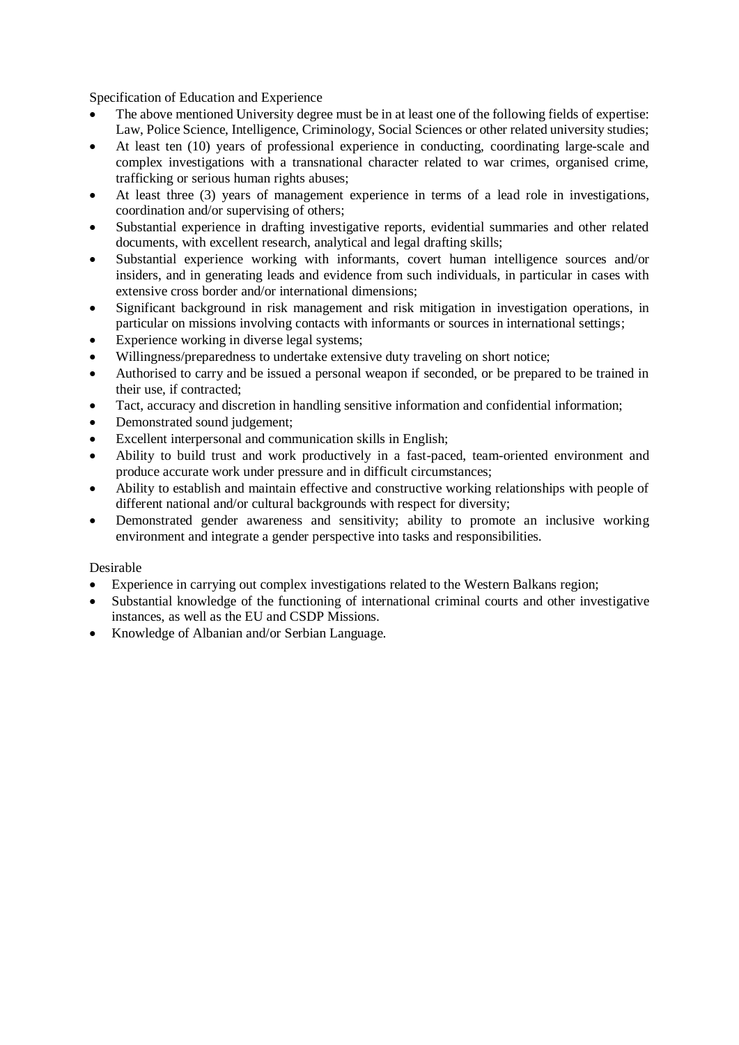Specification of Education and Experience

- The above mentioned University degree must be in at least one of the following fields of expertise: Law, Police Science, Intelligence, Criminology, Social Sciences or other related university studies;
- At least ten (10) years of professional experience in conducting, coordinating large-scale and complex investigations with a transnational character related to war crimes, organised crime, trafficking or serious human rights abuses;
- At least three (3) years of management experience in terms of a lead role in investigations, coordination and/or supervising of others;
- Substantial experience in drafting investigative reports, evidential summaries and other related documents, with excellent research, analytical and legal drafting skills;
- Substantial experience working with informants, covert human intelligence sources and/or insiders, and in generating leads and evidence from such individuals, in particular in cases with extensive cross border and/or international dimensions;
- Significant background in risk management and risk mitigation in investigation operations, in particular on missions involving contacts with informants or sources in international settings;
- Experience working in diverse legal systems;
- Willingness/preparedness to undertake extensive duty traveling on short notice;
- Authorised to carry and be issued a personal weapon if seconded, or be prepared to be trained in their use, if contracted;
- Tact, accuracy and discretion in handling sensitive information and confidential information;
- Demonstrated sound judgement;
- Excellent interpersonal and communication skills in English;
- Ability to build trust and work productively in a fast-paced, team-oriented environment and produce accurate work under pressure and in difficult circumstances;
- Ability to establish and maintain effective and constructive working relationships with people of different national and/or cultural backgrounds with respect for diversity;
- Demonstrated gender awareness and sensitivity; ability to promote an inclusive working environment and integrate a gender perspective into tasks and responsibilities.

Desirable

- Experience in carrying out complex investigations related to the Western Balkans region;
- Substantial knowledge of the functioning of international criminal courts and other investigative instances, as well as the EU and CSDP Missions.
- Knowledge of Albanian and/or Serbian Language.